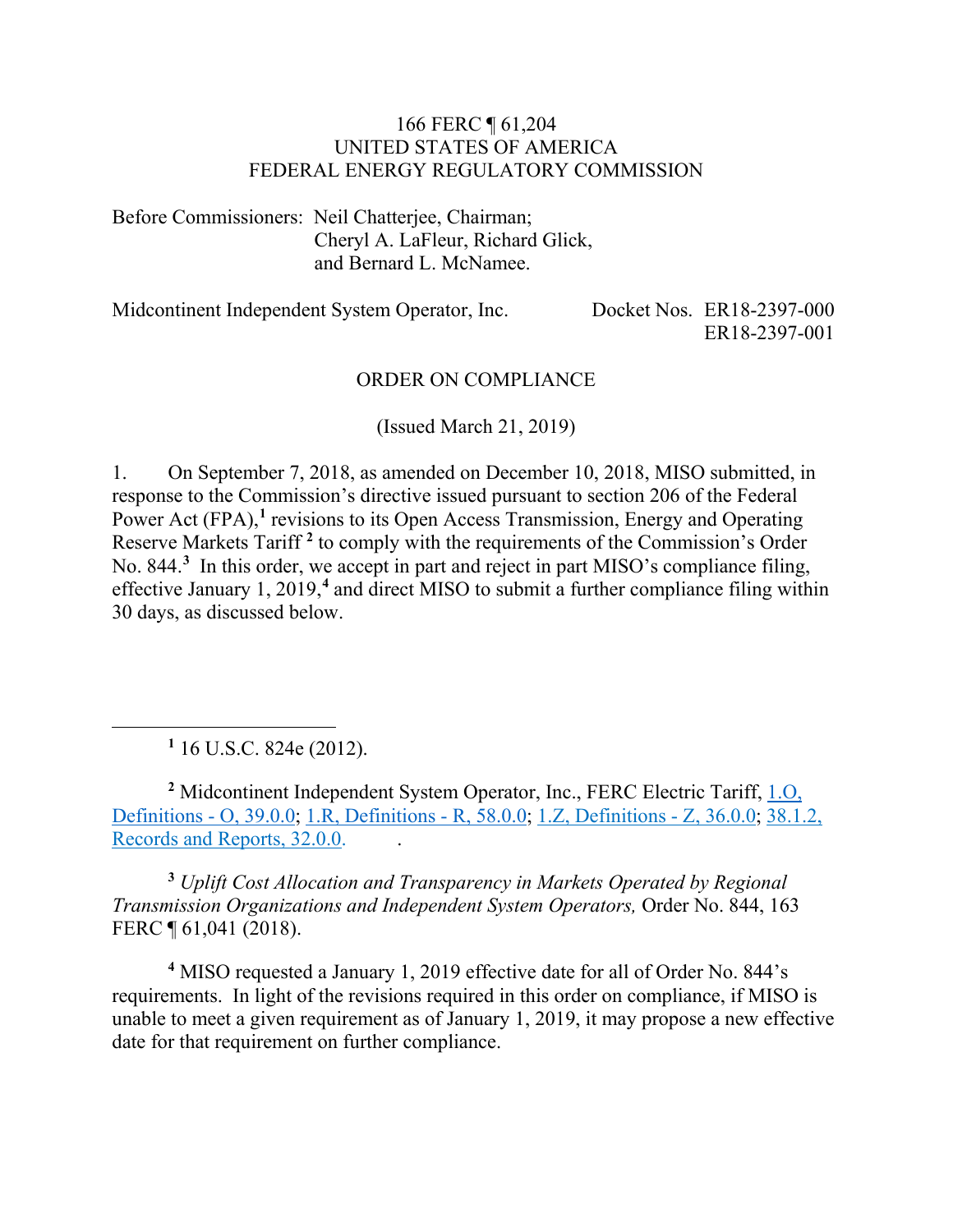166 FERC ¶ 61,204
UNITED STATES OF AMERICA
FEDERAL ENERGY REGULATORY COMMISSION

Before Commissioners: Neil Chatterjee, Chairman;
Cheryl A. LaFleur, Richard Glick,
and Bernard L. McNamee.

Midcontinent Independent System Operator, Inc. Docket Nos. ER18-2397-000
ER18-2397-001

ORDER ON COMPLIANCE

(Issued March 21, 2019)

1. On September 7, 2018, as amended on December 10, 2018, MISO submitted, in response to the Commission's directive issued pursuant to section 206 of the Federal Power Act (FPA),[1] revisions to its Open Access Transmission, Energy and Operating Reserve Markets Tariff [2] to comply with the requirements of the Commission's Order No. 844.[3] In this order, we accept in part and reject in part MISO's compliance filing, effective January 1, 2019,[4] and direct MISO to submit a further compliance filing within 30 days, as discussed below.

---

[1] 16 U.S.C. 824e (2012).

[2] Midcontinent Independent System Operator, Inc., FERC Electric Tariff, 1.O, Definitions - O, 39.0.0; 1.R, Definitions - R, 58.0.0; 1.Z, Definitions - Z, 36.0.0; 38.1.2, Records and Reports, 32.0.0.

[3] *Uplift Cost Allocation and Transparency in Markets Operated by Regional Transmission Organizations and Independent System Operators,* Order No. 844, 163 FERC ¶ 61,041 (2018).

[4] MISO requested a January 1, 2019 effective date for all of Order No. 844's requirements. In light of the revisions required in this order on compliance, if MISO is unable to meet a given requirement as of January 1, 2019, it may propose a new effective date for that requirement on further compliance.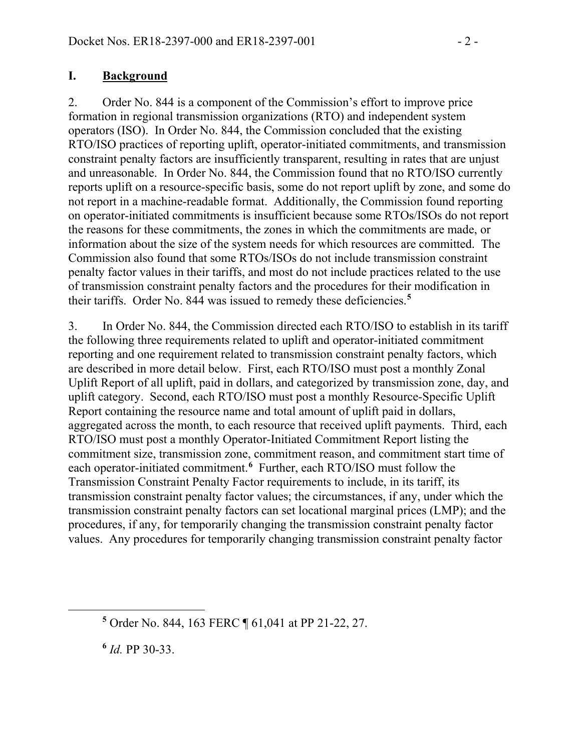## I. **Background**

2. Order No. 844 is a component of the Commission's effort to improve price formation in regional transmission organizations (RTO) and independent system operators (ISO). In Order No. 844, the Commission concluded that the existing RTO/ISO practices of reporting uplift, operator-initiated commitments, and transmission constraint penalty factors are insufficiently transparent, resulting in rates that are unjust and unreasonable. In Order No. 844, the Commission found that no RTO/ISO currently reports uplift on a resource-specific basis, some do not report uplift by zone, and some do not report in a machine-readable format. Additionally, the Commission found reporting on operator-initiated commitments is insufficient because some RTOs/ISOs do not report the reasons for these commitments, the zones in which the commitments are made, or information about the size of the system needs for which resources are committed. The Commission also found that some RTOs/ISOs do not include transmission constraint penalty factor values in their tariffs, and most do not include practices related to the use of transmission constraint penalty factors and the procedures for their modification in their tariffs. Order No. 844 was issued to remedy these deficiencies.[5]

3. In Order No. 844, the Commission directed each RTO/ISO to establish in its tariff the following three requirements related to uplift and operator-initiated commitment reporting and one requirement related to transmission constraint penalty factors, which are described in more detail below. First, each RTO/ISO must post a monthly Zonal Uplift Report of all uplift, paid in dollars, and categorized by transmission zone, day, and uplift category. Second, each RTO/ISO must post a monthly Resource-Specific Uplift Report containing the resource name and total amount of uplift paid in dollars, aggregated across the month, to each resource that received uplift payments. Third, each RTO/ISO must post a monthly Operator-Initiated Commitment Report listing the commitment size, transmission zone, commitment reason, and commitment start time of each operator-initiated commitment.[6] Further, each RTO/ISO must follow the Transmission Constraint Penalty Factor requirements to include, in its tariff, its transmission constraint penalty factor values; the circumstances, if any, under which the transmission constraint penalty factors can set locational marginal prices (LMP); and the procedures, if any, for temporarily changing the transmission constraint penalty factor values. Any procedures for temporarily changing transmission constraint penalty factor

[5] Order No. 844, 163 FERC ¶ 61,041 at PP 21-22, 27.

[6] *Id.* PP 30-33.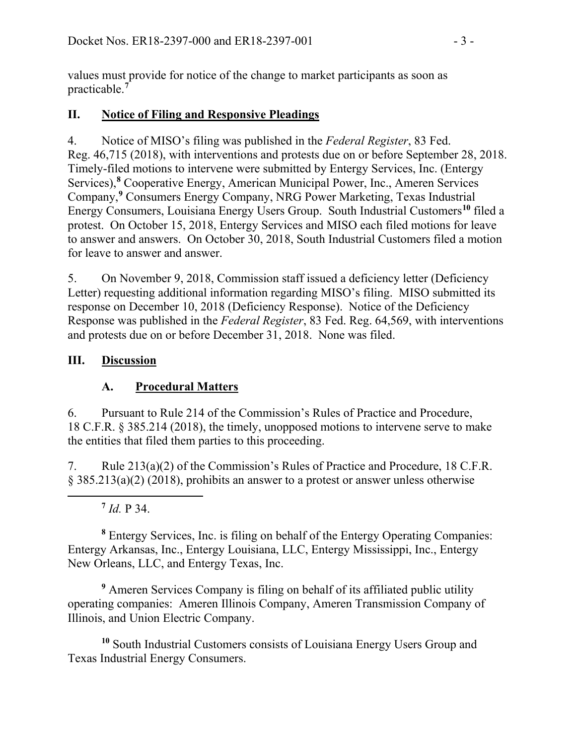values must provide for notice of the change to market participants as soon as practicable.[7]

## II. Notice of Filing and Responsive Pleadings

4. Notice of MISO's filing was published in the *Federal Register*, 83 Fed. Reg. 46,715 (2018), with interventions and protests due on or before September 28, 2018. Timely-filed motions to intervene were submitted by Entergy Services, Inc. (Entergy Services),[8] Cooperative Energy, American Municipal Power, Inc., Ameren Services Company,[9] Consumers Energy Company, NRG Power Marketing, Texas Industrial Energy Consumers, Louisiana Energy Users Group. South Industrial Customers[10] filed a protest. On October 15, 2018, Entergy Services and MISO each filed motions for leave to answer and answers. On October 30, 2018, South Industrial Customers filed a motion for leave to answer and answer.

5. On November 9, 2018, Commission staff issued a deficiency letter (Deficiency Letter) requesting additional information regarding MISO's filing. MISO submitted its response on December 10, 2018 (Deficiency Response). Notice of the Deficiency Response was published in the *Federal Register*, 83 Fed. Reg. 64,569, with interventions and protests due on or before December 31, 2018. None was filed.

## III. Discussion

### A. Procedural Matters

6. Pursuant to Rule 214 of the Commission's Rules of Practice and Procedure, 18 C.F.R. § 385.214 (2018), the timely, unopposed motions to intervene serve to make the entities that filed them parties to this proceeding.

7. Rule 213(a)(2) of the Commission's Rules of Practice and Procedure, 18 C.F.R. § 385.213(a)(2) (2018), prohibits an answer to a protest or answer unless otherwise

---

[7] *Id.* P 34.

[8] Entergy Services, Inc. is filing on behalf of the Entergy Operating Companies: Entergy Arkansas, Inc., Entergy Louisiana, LLC, Entergy Mississippi, Inc., Entergy New Orleans, LLC, and Entergy Texas, Inc.

[9] Ameren Services Company is filing on behalf of its affiliated public utility operating companies: Ameren Illinois Company, Ameren Transmission Company of Illinois, and Union Electric Company.

[10] South Industrial Customers consists of Louisiana Energy Users Group and Texas Industrial Energy Consumers.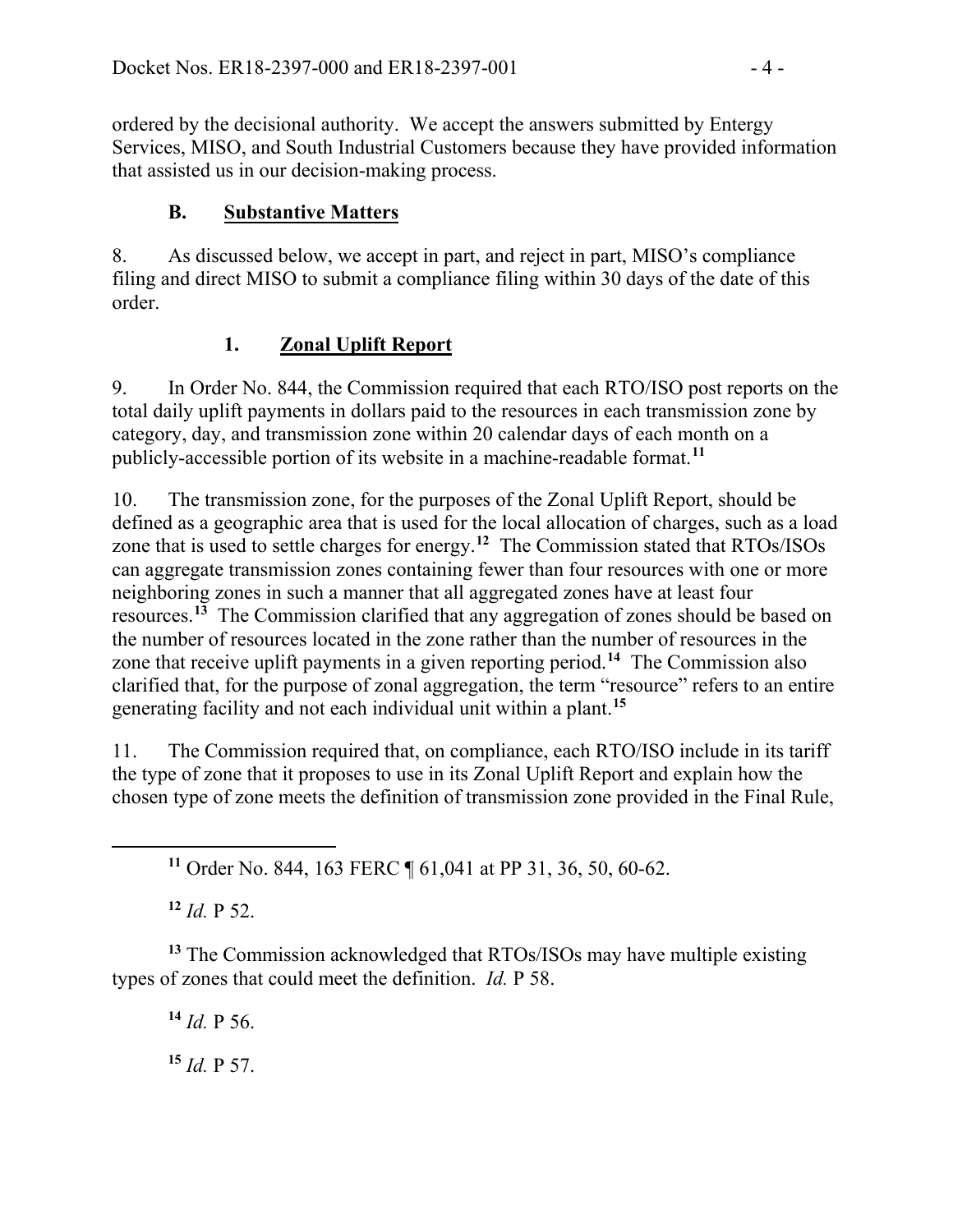ordered by the decisional authority. We accept the answers submitted by Entergy Services, MISO, and South Industrial Customers because they have provided information that assisted us in our decision-making process.

### B. Substantive Matters

8. As discussed below, we accept in part, and reject in part, MISO's compliance filing and direct MISO to submit a compliance filing within 30 days of the date of this order.

#### 1. Zonal Uplift Report

9. In Order No. 844, the Commission required that each RTO/ISO post reports on the total daily uplift payments in dollars paid to the resources in each transmission zone by category, day, and transmission zone within 20 calendar days of each month on a publicly-accessible portion of its website in a machine-readable format.[11]

10. The transmission zone, for the purposes of the Zonal Uplift Report, should be defined as a geographic area that is used for the local allocation of charges, such as a load zone that is used to settle charges for energy.[12] The Commission stated that RTOs/ISOs can aggregate transmission zones containing fewer than four resources with one or more neighboring zones in such a manner that all aggregated zones have at least four resources.[13] The Commission clarified that any aggregation of zones should be based on the number of resources located in the zone rather than the number of resources in the zone that receive uplift payments in a given reporting period.[14] The Commission also clarified that, for the purpose of zonal aggregation, the term "resource" refers to an entire generating facility and not each individual unit within a plant.[15]

11. The Commission required that, on compliance, each RTO/ISO include in its tariff the type of zone that it proposes to use in its Zonal Uplift Report and explain how the chosen type of zone meets the definition of transmission zone provided in the Final Rule,

---

[11] Order No. 844, 163 FERC ¶ 61,041 at PP 31, 36, 50, 60-62.

[12] *Id.* P 52.

[13] The Commission acknowledged that RTOs/ISOs may have multiple existing types of zones that could meet the definition. *Id.* P 58.

[14] *Id.* P 56.

[15] *Id.* P 57.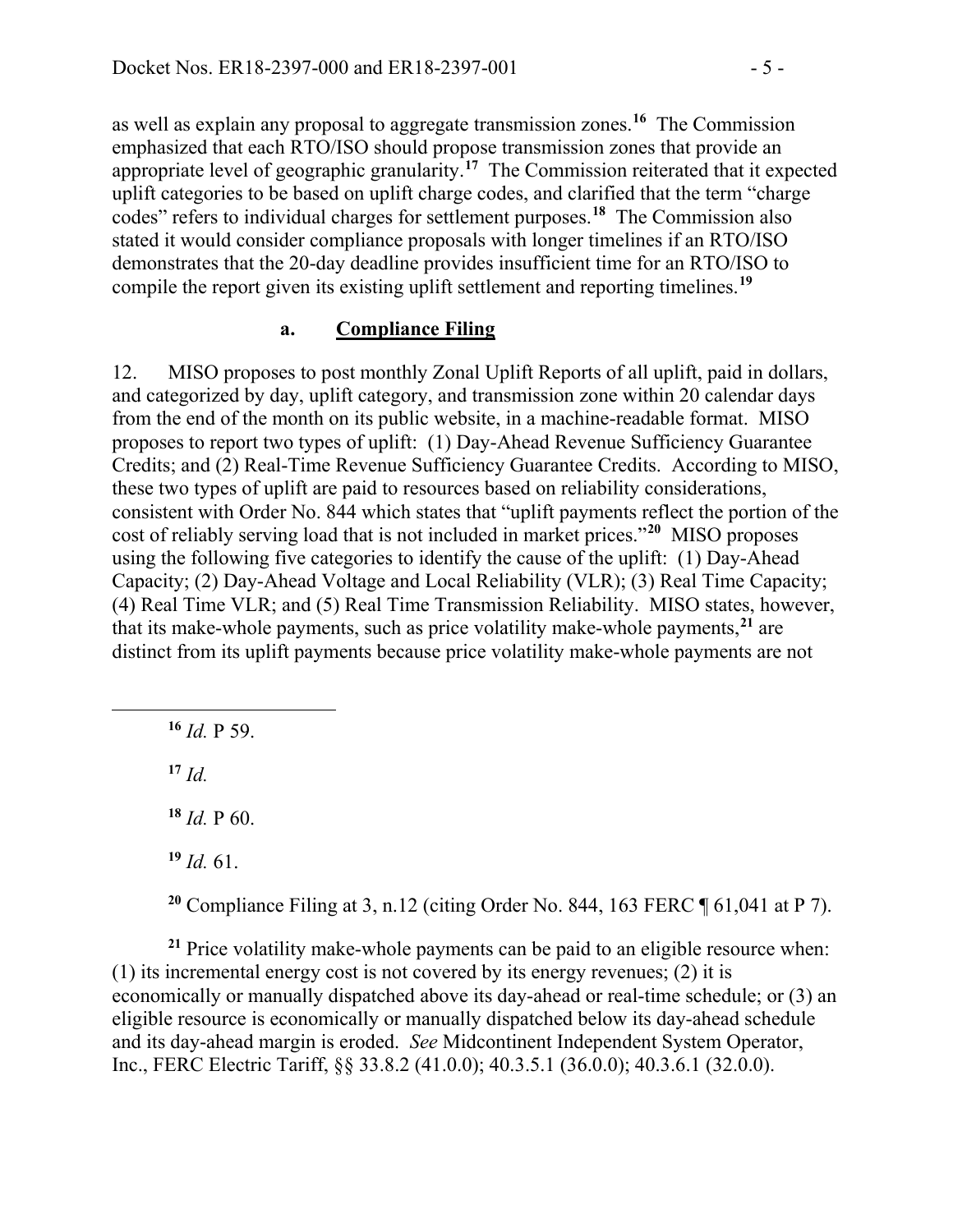as well as explain any proposal to aggregate transmission zones.[16] The Commission emphasized that each RTO/ISO should propose transmission zones that provide an appropriate level of geographic granularity.[17] The Commission reiterated that it expected uplift categories to be based on uplift charge codes, and clarified that the term "charge codes" refers to individual charges for settlement purposes.[18] The Commission also stated it would consider compliance proposals with longer timelines if an RTO/ISO demonstrates that the 20-day deadline provides insufficient time for an RTO/ISO to compile the report given its existing uplift settlement and reporting timelines.[19]

### a. **Compliance Filing**

12. MISO proposes to post monthly Zonal Uplift Reports of all uplift, paid in dollars, and categorized by day, uplift category, and transmission zone within 20 calendar days from the end of the month on its public website, in a machine-readable format. MISO proposes to report two types of uplift: (1) Day-Ahead Revenue Sufficiency Guarantee Credits; and (2) Real-Time Revenue Sufficiency Guarantee Credits. According to MISO, these two types of uplift are paid to resources based on reliability considerations, consistent with Order No. 844 which states that "uplift payments reflect the portion of the cost of reliably serving load that is not included in market prices."[20] MISO proposes using the following five categories to identify the cause of the uplift: (1) Day-Ahead Capacity; (2) Day-Ahead Voltage and Local Reliability (VLR); (3) Real Time Capacity; (4) Real Time VLR; and (5) Real Time Transmission Reliability. MISO states, however, that its make-whole payments, such as price volatility make-whole payments,[21] are distinct from its uplift payments because price volatility make-whole payments are not

---

[16] *Id.* P 59.

[17] *Id.*

[18] *Id.* P 60.

[19] *Id.* 61.

[20] Compliance Filing at 3, n.12 (citing Order No. 844, 163 FERC ¶ 61,041 at P 7).

[21] Price volatility make-whole payments can be paid to an eligible resource when: (1) its incremental energy cost is not covered by its energy revenues; (2) it is economically or manually dispatched above its day-ahead or real-time schedule; or (3) an eligible resource is economically or manually dispatched below its day-ahead schedule and its day-ahead margin is eroded. *See* Midcontinent Independent System Operator, Inc., FERC Electric Tariff, §§ 33.8.2 (41.0.0); 40.3.5.1 (36.0.0); 40.3.6.1 (32.0.0).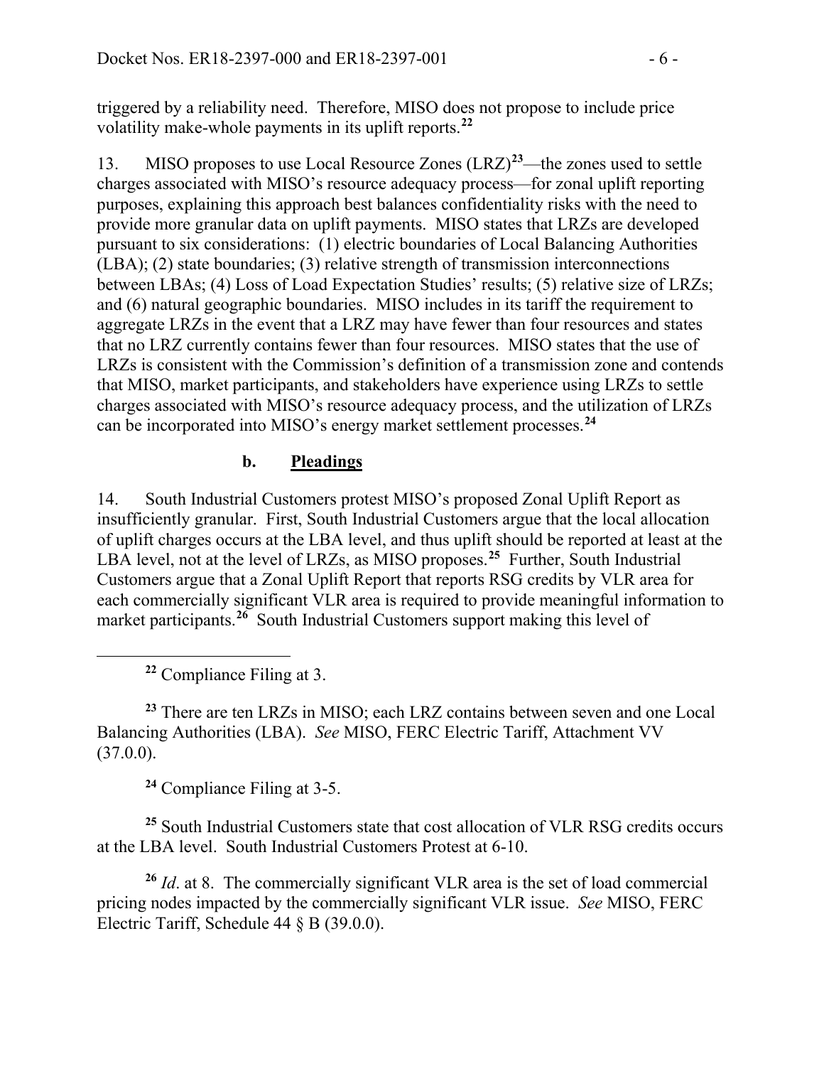triggered by a reliability need. Therefore, MISO does not propose to include price volatility make-whole payments in its uplift reports.[22]

13. MISO proposes to use Local Resource Zones (LRZ)[23]—the zones used to settle charges associated with MISO's resource adequacy process—for zonal uplift reporting purposes, explaining this approach best balances confidentiality risks with the need to provide more granular data on uplift payments. MISO states that LRZs are developed pursuant to six considerations: (1) electric boundaries of Local Balancing Authorities (LBA); (2) state boundaries; (3) relative strength of transmission interconnections between LBAs; (4) Loss of Load Expectation Studies' results; (5) relative size of LRZs; and (6) natural geographic boundaries. MISO includes in its tariff the requirement to aggregate LRZs in the event that a LRZ may have fewer than four resources and states that no LRZ currently contains fewer than four resources. MISO states that the use of LRZs is consistent with the Commission's definition of a transmission zone and contends that MISO, market participants, and stakeholders have experience using LRZs to settle charges associated with MISO's resource adequacy process, and the utilization of LRZs can be incorporated into MISO's energy market settlement processes.[24]

### b. <u>Pleadings</u>

14. South Industrial Customers protest MISO's proposed Zonal Uplift Report as insufficiently granular. First, South Industrial Customers argue that the local allocation of uplift charges occurs at the LBA level, and thus uplift should be reported at least at the LBA level, not at the level of LRZs, as MISO proposes.[25] Further, South Industrial Customers argue that a Zonal Uplift Report that reports RSG credits by VLR area for each commercially significant VLR area is required to provide meaningful information to market participants.[26] South Industrial Customers support making this level of

---

[22] Compliance Filing at 3.

[23] There are ten LRZs in MISO; each LRZ contains between seven and one Local Balancing Authorities (LBA). *See* MISO, FERC Electric Tariff, Attachment VV (37.0.0).

[24] Compliance Filing at 3-5.

[25] South Industrial Customers state that cost allocation of VLR RSG credits occurs at the LBA level. South Industrial Customers Protest at 6-10.

[26] *Id*. at 8. The commercially significant VLR area is the set of load commercial pricing nodes impacted by the commercially significant VLR issue. *See* MISO, FERC Electric Tariff, Schedule 44 § B (39.0.0).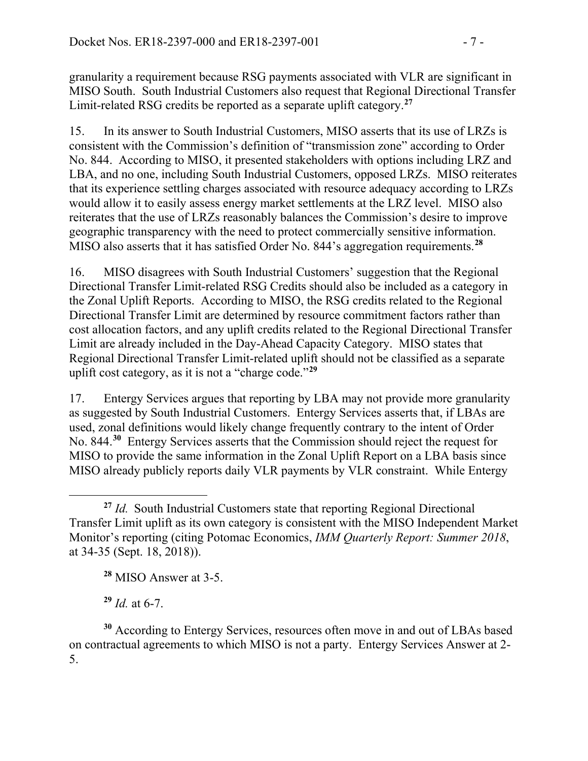granularity a requirement because RSG payments associated with VLR are significant in MISO South. South Industrial Customers also request that Regional Directional Transfer Limit-related RSG credits be reported as a separate uplift category.[27]

15. In its answer to South Industrial Customers, MISO asserts that its use of LRZs is consistent with the Commission's definition of "transmission zone" according to Order No. 844. According to MISO, it presented stakeholders with options including LRZ and LBA, and no one, including South Industrial Customers, opposed LRZs. MISO reiterates that its experience settling charges associated with resource adequacy according to LRZs would allow it to easily assess energy market settlements at the LRZ level. MISO also reiterates that the use of LRZs reasonably balances the Commission's desire to improve geographic transparency with the need to protect commercially sensitive information. MISO also asserts that it has satisfied Order No. 844's aggregation requirements.[28]

16. MISO disagrees with South Industrial Customers' suggestion that the Regional Directional Transfer Limit-related RSG Credits should also be included as a category in the Zonal Uplift Reports. According to MISO, the RSG credits related to the Regional Directional Transfer Limit are determined by resource commitment factors rather than cost allocation factors, and any uplift credits related to the Regional Directional Transfer Limit are already included in the Day-Ahead Capacity Category. MISO states that Regional Directional Transfer Limit-related uplift should not be classified as a separate uplift cost category, as it is not a "charge code."[29]

17. Entergy Services argues that reporting by LBA may not provide more granularity as suggested by South Industrial Customers. Entergy Services asserts that, if LBAs are used, zonal definitions would likely change frequently contrary to the intent of Order No. 844.[30] Entergy Services asserts that the Commission should reject the request for MISO to provide the same information in the Zonal Uplift Report on a LBA basis since MISO already publicly reports daily VLR payments by VLR constraint. While Entergy

---

[27] *Id.* South Industrial Customers state that reporting Regional Directional Transfer Limit uplift as its own category is consistent with the MISO Independent Market Monitor's reporting (citing Potomac Economics, *IMM Quarterly Report: Summer 2018*, at 34-35 (Sept. 18, 2018)).

[28] MISO Answer at 3-5.

[29] *Id.* at 6-7.

[30] According to Entergy Services, resources often move in and out of LBAs based on contractual agreements to which MISO is not a party. Entergy Services Answer at 2-5.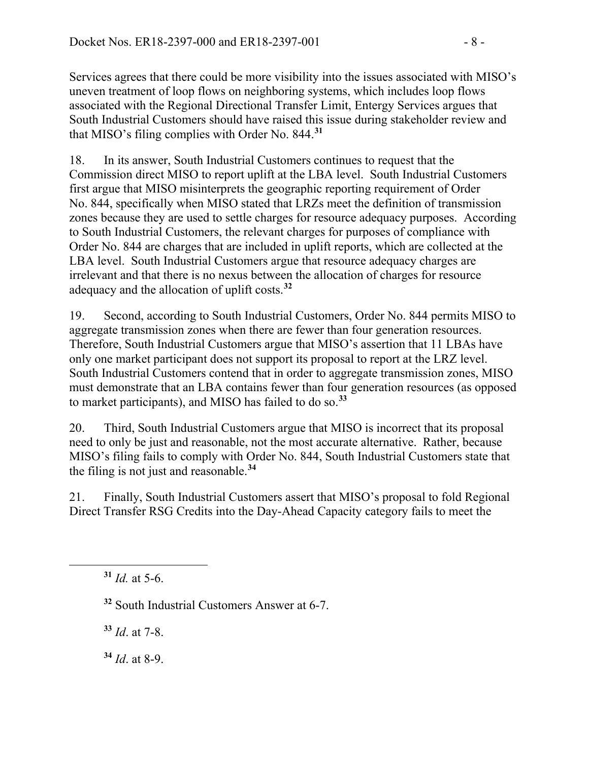Services agrees that there could be more visibility into the issues associated with MISO's uneven treatment of loop flows on neighboring systems, which includes loop flows associated with the Regional Directional Transfer Limit, Entergy Services argues that South Industrial Customers should have raised this issue during stakeholder review and that MISO's filing complies with Order No. 844.[31]

18. In its answer, South Industrial Customers continues to request that the Commission direct MISO to report uplift at the LBA level. South Industrial Customers first argue that MISO misinterprets the geographic reporting requirement of Order No. 844, specifically when MISO stated that LRZs meet the definition of transmission zones because they are used to settle charges for resource adequacy purposes. According to South Industrial Customers, the relevant charges for purposes of compliance with Order No. 844 are charges that are included in uplift reports, which are collected at the LBA level. South Industrial Customers argue that resource adequacy charges are irrelevant and that there is no nexus between the allocation of charges for resource adequacy and the allocation of uplift costs.[32]

19. Second, according to South Industrial Customers, Order No. 844 permits MISO to aggregate transmission zones when there are fewer than four generation resources. Therefore, South Industrial Customers argue that MISO's assertion that 11 LBAs have only one market participant does not support its proposal to report at the LRZ level. South Industrial Customers contend that in order to aggregate transmission zones, MISO must demonstrate that an LBA contains fewer than four generation resources (as opposed to market participants), and MISO has failed to do so.[33]

20. Third, South Industrial Customers argue that MISO is incorrect that its proposal need to only be just and reasonable, not the most accurate alternative. Rather, because MISO's filing fails to comply with Order No. 844, South Industrial Customers state that the filing is not just and reasonable.[34]

21. Finally, South Industrial Customers assert that MISO's proposal to fold Regional Direct Transfer RSG Credits into the Day-Ahead Capacity category fails to meet the

---

[31] *Id.* at 5-6.

[32] South Industrial Customers Answer at 6-7.

[33] *Id*. at 7-8.

[34] *Id*. at 8-9.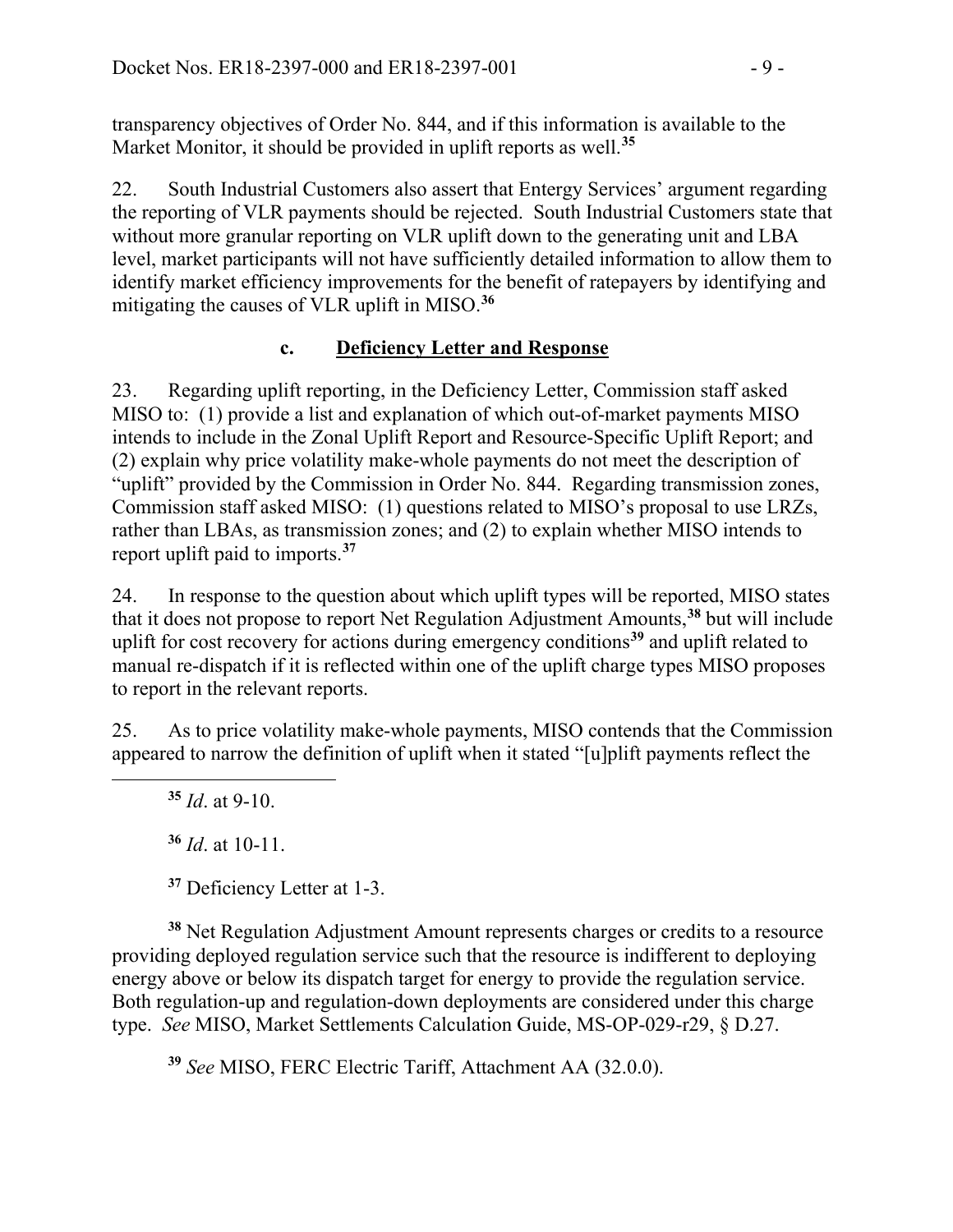transparency objectives of Order No. 844, and if this information is available to the Market Monitor, it should be provided in uplift reports as well.[35]

22. South Industrial Customers also assert that Entergy Services' argument regarding the reporting of VLR payments should be rejected. South Industrial Customers state that without more granular reporting on VLR uplift down to the generating unit and LBA level, market participants will not have sufficiently detailed information to allow them to identify market efficiency improvements for the benefit of ratepayers by identifying and mitigating the causes of VLR uplift in MISO.[36]

### c. Deficiency Letter and Response

23. Regarding uplift reporting, in the Deficiency Letter, Commission staff asked MISO to: (1) provide a list and explanation of which out-of-market payments MISO intends to include in the Zonal Uplift Report and Resource-Specific Uplift Report; and (2) explain why price volatility make-whole payments do not meet the description of "uplift" provided by the Commission in Order No. 844. Regarding transmission zones, Commission staff asked MISO: (1) questions related to MISO's proposal to use LRZs, rather than LBAs, as transmission zones; and (2) to explain whether MISO intends to report uplift paid to imports.[37]

24. In response to the question about which uplift types will be reported, MISO states that it does not propose to report Net Regulation Adjustment Amounts,[38] but will include uplift for cost recovery for actions during emergency conditions[39] and uplift related to manual re-dispatch if it is reflected within one of the uplift charge types MISO proposes to report in the relevant reports.

25. As to price volatility make-whole payments, MISO contends that the Commission appeared to narrow the definition of uplift when it stated "[u]plift payments reflect the

---

[35] *Id*. at 9-10.

[36] *Id*. at 10-11.

[37] Deficiency Letter at 1-3.

[38] Net Regulation Adjustment Amount represents charges or credits to a resource providing deployed regulation service such that the resource is indifferent to deploying energy above or below its dispatch target for energy to provide the regulation service. Both regulation-up and regulation-down deployments are considered under this charge type. *See* MISO, Market Settlements Calculation Guide, MS-OP-029-r29, § D.27.

[39] *See* MISO, FERC Electric Tariff, Attachment AA (32.0.0).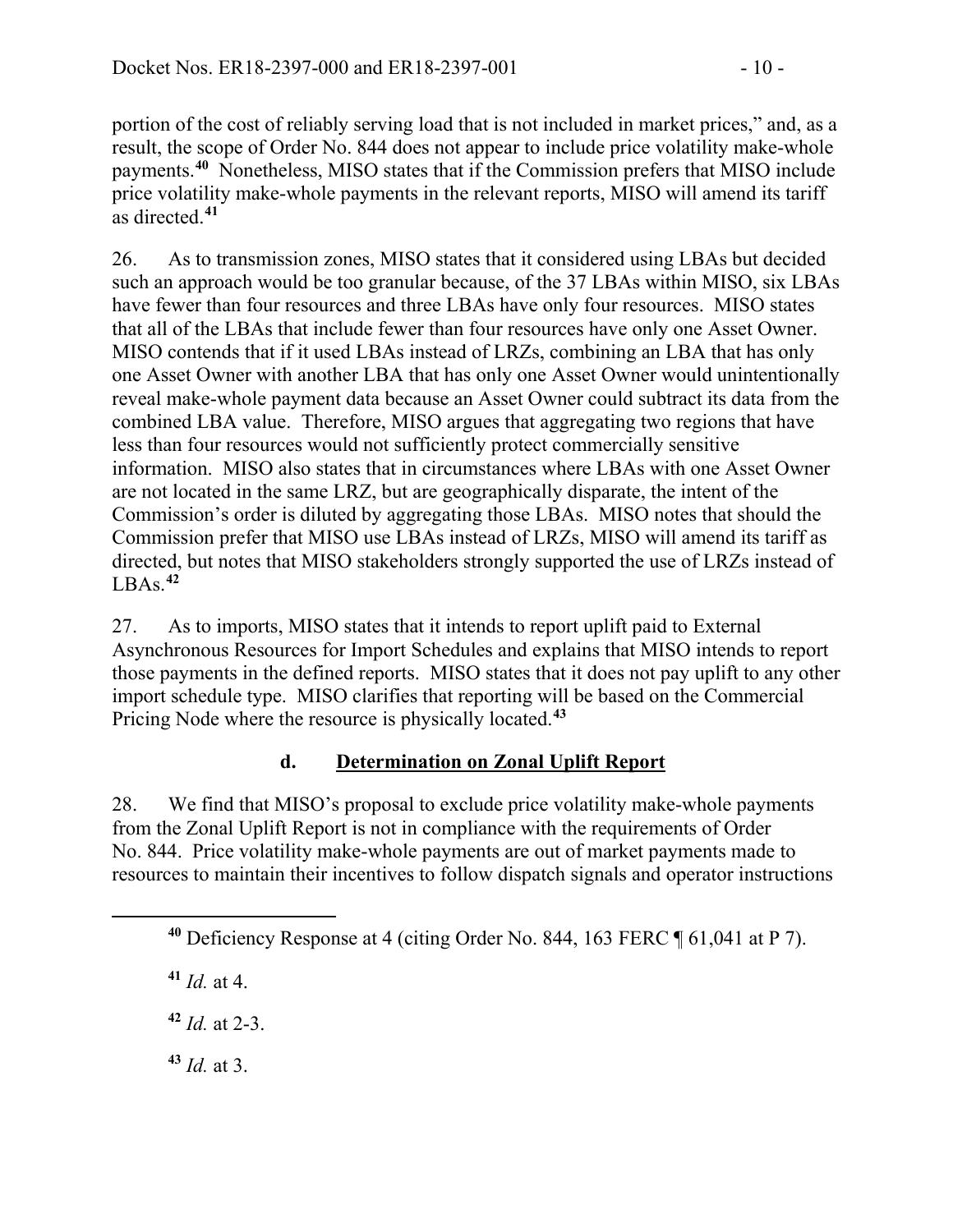portion of the cost of reliably serving load that is not included in market prices," and, as a result, the scope of Order No. 844 does not appear to include price volatility make-whole payments.[40] Nonetheless, MISO states that if the Commission prefers that MISO include price volatility make-whole payments in the relevant reports, MISO will amend its tariff as directed.[41]

26. As to transmission zones, MISO states that it considered using LBAs but decided such an approach would be too granular because, of the 37 LBAs within MISO, six LBAs have fewer than four resources and three LBAs have only four resources. MISO states that all of the LBAs that include fewer than four resources have only one Asset Owner. MISO contends that if it used LBAs instead of LRZs, combining an LBA that has only one Asset Owner with another LBA that has only one Asset Owner would unintentionally reveal make-whole payment data because an Asset Owner could subtract its data from the combined LBA value. Therefore, MISO argues that aggregating two regions that have less than four resources would not sufficiently protect commercially sensitive information. MISO also states that in circumstances where LBAs with one Asset Owner are not located in the same LRZ, but are geographically disparate, the intent of the Commission's order is diluted by aggregating those LBAs. MISO notes that should the Commission prefer that MISO use LBAs instead of LRZs, MISO will amend its tariff as directed, but notes that MISO stakeholders strongly supported the use of LRZs instead of LBAs.[42]

27. As to imports, MISO states that it intends to report uplift paid to External Asynchronous Resources for Import Schedules and explains that MISO intends to report those payments in the defined reports. MISO states that it does not pay uplift to any other import schedule type. MISO clarifies that reporting will be based on the Commercial Pricing Node where the resource is physically located.[43]

### d. Determination on Zonal Uplift Report

28. We find that MISO's proposal to exclude price volatility make-whole payments from the Zonal Uplift Report is not in compliance with the requirements of Order No. 844. Price volatility make-whole payments are out of market payments made to resources to maintain their incentives to follow dispatch signals and operator instructions

---

[40] Deficiency Response at 4 (citing Order No. 844, 163 FERC ¶ 61,041 at P 7).

[41] *Id.* at 4.

[42] *Id.* at 2-3.

[43] *Id.* at 3.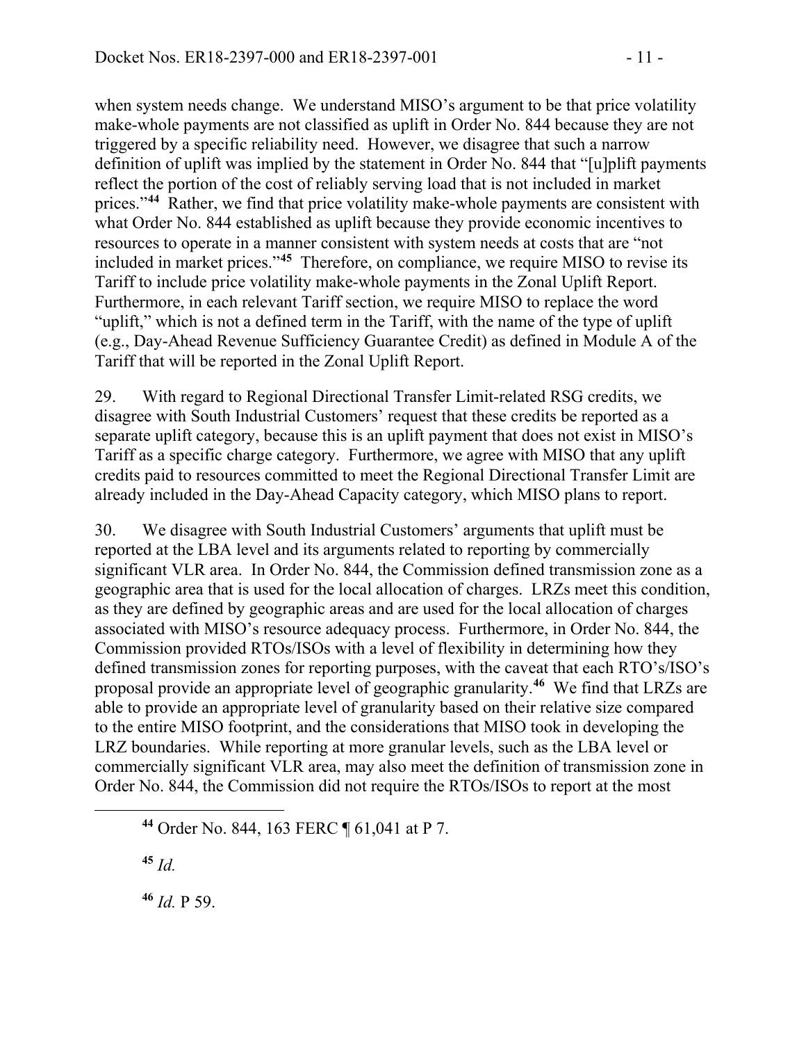when system needs change. We understand MISO's argument to be that price volatility make-whole payments are not classified as uplift in Order No. 844 because they are not triggered by a specific reliability need. However, we disagree that such a narrow definition of uplift was implied by the statement in Order No. 844 that "[u]plift payments reflect the portion of the cost of reliably serving load that is not included in market prices."[44] Rather, we find that price volatility make-whole payments are consistent with what Order No. 844 established as uplift because they provide economic incentives to resources to operate in a manner consistent with system needs at costs that are "not included in market prices."[45] Therefore, on compliance, we require MISO to revise its Tariff to include price volatility make-whole payments in the Zonal Uplift Report. Furthermore, in each relevant Tariff section, we require MISO to replace the word "uplift," which is not a defined term in the Tariff, with the name of the type of uplift (e.g., Day-Ahead Revenue Sufficiency Guarantee Credit) as defined in Module A of the Tariff that will be reported in the Zonal Uplift Report.

29. With regard to Regional Directional Transfer Limit-related RSG credits, we disagree with South Industrial Customers' request that these credits be reported as a separate uplift category, because this is an uplift payment that does not exist in MISO's Tariff as a specific charge category. Furthermore, we agree with MISO that any uplift credits paid to resources committed to meet the Regional Directional Transfer Limit are already included in the Day-Ahead Capacity category, which MISO plans to report.

30. We disagree with South Industrial Customers' arguments that uplift must be reported at the LBA level and its arguments related to reporting by commercially significant VLR area. In Order No. 844, the Commission defined transmission zone as a geographic area that is used for the local allocation of charges. LRZs meet this condition, as they are defined by geographic areas and are used for the local allocation of charges associated with MISO's resource adequacy process. Furthermore, in Order No. 844, the Commission provided RTOs/ISOs with a level of flexibility in determining how they defined transmission zones for reporting purposes, with the caveat that each RTO's/ISO's proposal provide an appropriate level of geographic granularity.[46] We find that LRZs are able to provide an appropriate level of granularity based on their relative size compared to the entire MISO footprint, and the considerations that MISO took in developing the LRZ boundaries. While reporting at more granular levels, such as the LBA level or commercially significant VLR area, may also meet the definition of transmission zone in Order No. 844, the Commission did not require the RTOs/ISOs to report at the most

---

[44] Order No. 844, 163 FERC ¶ 61,041 at P 7.

[45] *Id.*

[46] *Id.* P 59.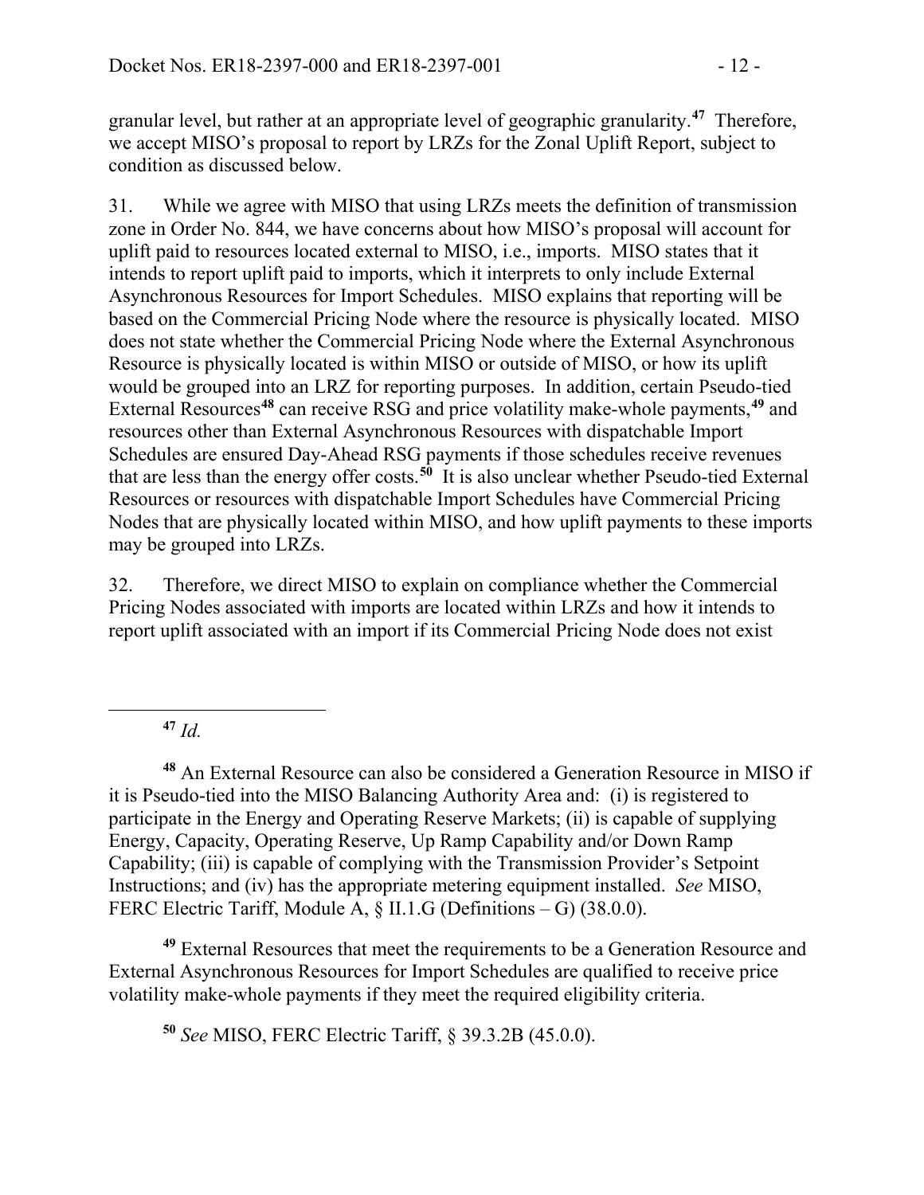granular level, but rather at an appropriate level of geographic granularity.[47] Therefore, we accept MISO's proposal to report by LRZs for the Zonal Uplift Report, subject to condition as discussed below.

31. While we agree with MISO that using LRZs meets the definition of transmission zone in Order No. 844, we have concerns about how MISO's proposal will account for uplift paid to resources located external to MISO, i.e., imports. MISO states that it intends to report uplift paid to imports, which it interprets to only include External Asynchronous Resources for Import Schedules. MISO explains that reporting will be based on the Commercial Pricing Node where the resource is physically located. MISO does not state whether the Commercial Pricing Node where the External Asynchronous Resource is physically located is within MISO or outside of MISO, or how its uplift would be grouped into an LRZ for reporting purposes. In addition, certain Pseudo-tied External Resources[48] can receive RSG and price volatility make-whole payments,[49] and resources other than External Asynchronous Resources with dispatchable Import Schedules are ensured Day-Ahead RSG payments if those schedules receive revenues that are less than the energy offer costs.[50] It is also unclear whether Pseudo-tied External Resources or resources with dispatchable Import Schedules have Commercial Pricing Nodes that are physically located within MISO, and how uplift payments to these imports may be grouped into LRZs.

32. Therefore, we direct MISO to explain on compliance whether the Commercial Pricing Nodes associated with imports are located within LRZs and how it intends to report uplift associated with an import if its Commercial Pricing Node does not exist

---

[47] *Id.*

[48] An External Resource can also be considered a Generation Resource in MISO if it is Pseudo-tied into the MISO Balancing Authority Area and: (i) is registered to participate in the Energy and Operating Reserve Markets; (ii) is capable of supplying Energy, Capacity, Operating Reserve, Up Ramp Capability and/or Down Ramp Capability; (iii) is capable of complying with the Transmission Provider's Setpoint Instructions; and (iv) has the appropriate metering equipment installed. *See* MISO, FERC Electric Tariff, Module A, § II.1.G (Definitions – G) (38.0.0).

[49] External Resources that meet the requirements to be a Generation Resource and External Asynchronous Resources for Import Schedules are qualified to receive price volatility make-whole payments if they meet the required eligibility criteria.

[50] *See* MISO, FERC Electric Tariff, § 39.3.2B (45.0.0).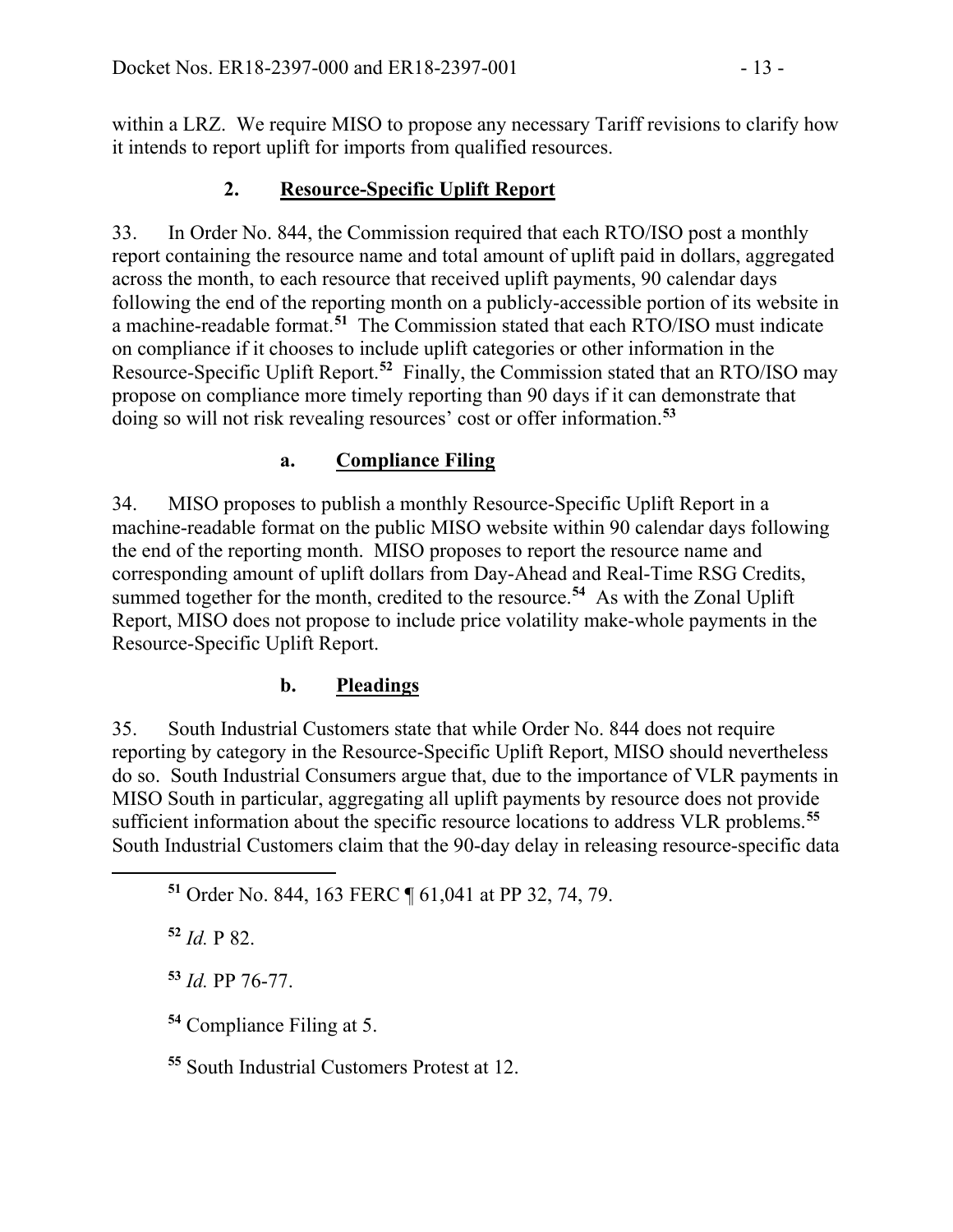within a LRZ. We require MISO to propose any necessary Tariff revisions to clarify how it intends to report uplift for imports from qualified resources.

### 2. Resource-Specific Uplift Report

33. In Order No. 844, the Commission required that each RTO/ISO post a monthly report containing the resource name and total amount of uplift paid in dollars, aggregated across the month, to each resource that received uplift payments, 90 calendar days following the end of the reporting month on a publicly-accessible portion of its website in a machine-readable format.[51] The Commission stated that each RTO/ISO must indicate on compliance if it chooses to include uplift categories or other information in the Resource-Specific Uplift Report.[52] Finally, the Commission stated that an RTO/ISO may propose on compliance more timely reporting than 90 days if it can demonstrate that doing so will not risk revealing resources' cost or offer information.[53]

#### a. Compliance Filing

34. MISO proposes to publish a monthly Resource-Specific Uplift Report in a machine-readable format on the public MISO website within 90 calendar days following the end of the reporting month. MISO proposes to report the resource name and corresponding amount of uplift dollars from Day-Ahead and Real-Time RSG Credits, summed together for the month, credited to the resource.[54] As with the Zonal Uplift Report, MISO does not propose to include price volatility make-whole payments in the Resource-Specific Uplift Report.

#### b. Pleadings

35. South Industrial Customers state that while Order No. 844 does not require reporting by category in the Resource-Specific Uplift Report, MISO should nevertheless do so. South Industrial Consumers argue that, due to the importance of VLR payments in MISO South in particular, aggregating all uplift payments by resource does not provide sufficient information about the specific resource locations to address VLR problems.[55] South Industrial Customers claim that the 90-day delay in releasing resource-specific data

---

[51] Order No. 844, 163 FERC ¶ 61,041 at PP 32, 74, 79.

[52] *Id.* P 82.

[53] *Id.* PP 76-77.

[54] Compliance Filing at 5.

[55] South Industrial Customers Protest at 12.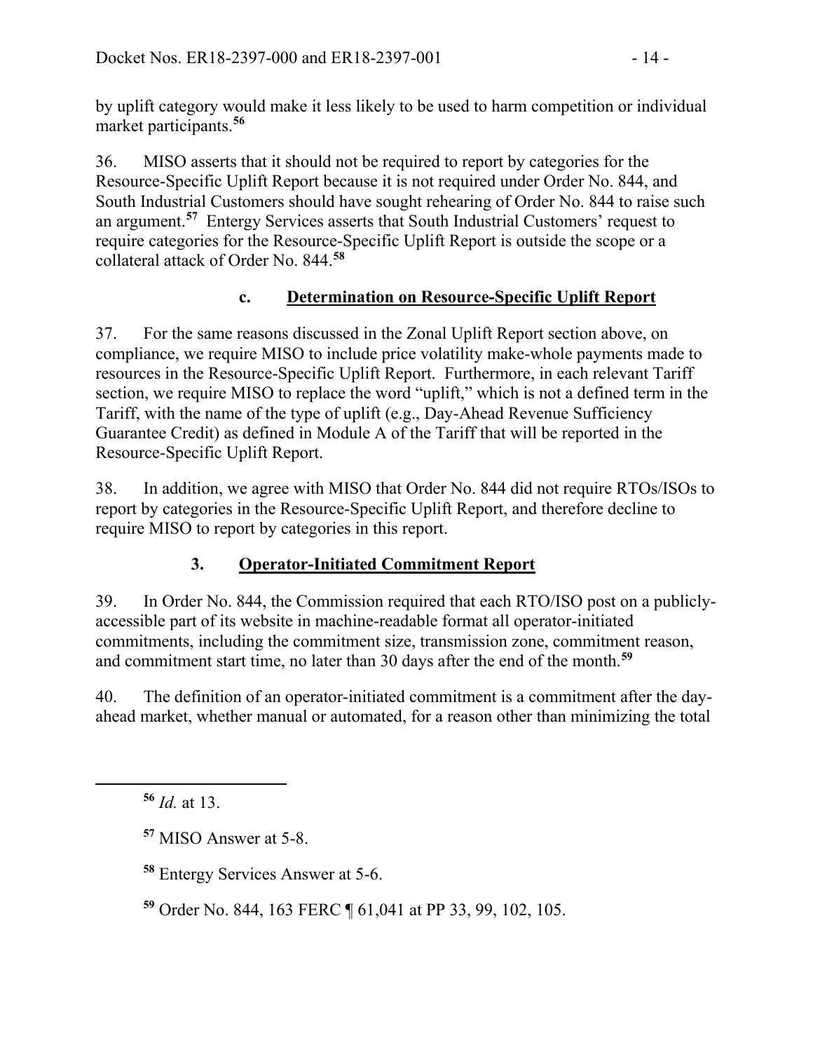by uplift category would make it less likely to be used to harm competition or individual market participants.[56]

36. MISO asserts that it should not be required to report by categories for the Resource-Specific Uplift Report because it is not required under Order No. 844, and South Industrial Customers should have sought rehearing of Order No. 844 to raise such an argument.[57] Entergy Services asserts that South Industrial Customers' request to require categories for the Resource-Specific Uplift Report is outside the scope or a collateral attack of Order No. 844.[58]

### c. Determination on Resource-Specific Uplift Report

37. For the same reasons discussed in the Zonal Uplift Report section above, on compliance, we require MISO to include price volatility make-whole payments made to resources in the Resource-Specific Uplift Report. Furthermore, in each relevant Tariff section, we require MISO to replace the word "uplift," which is not a defined term in the Tariff, with the name of the type of uplift (e.g., Day-Ahead Revenue Sufficiency Guarantee Credit) as defined in Module A of the Tariff that will be reported in the Resource-Specific Uplift Report.

38. In addition, we agree with MISO that Order No. 844 did not require RTOs/ISOs to report by categories in the Resource-Specific Uplift Report, and therefore decline to require MISO to report by categories in this report.

## 3. Operator-Initiated Commitment Report

39. In Order No. 844, the Commission required that each RTO/ISO post on a publicly-accessible part of its website in machine-readable format all operator-initiated commitments, including the commitment size, transmission zone, commitment reason, and commitment start time, no later than 30 days after the end of the month.[59]

40. The definition of an operator-initiated commitment is a commitment after the day-ahead market, whether manual or automated, for a reason other than minimizing the total

---

[56] *Id.* at 13.

[57] MISO Answer at 5-8.

[58] Entergy Services Answer at 5-6.

[59] Order No. 844, 163 FERC ¶ 61,041 at PP 33, 99, 102, 105.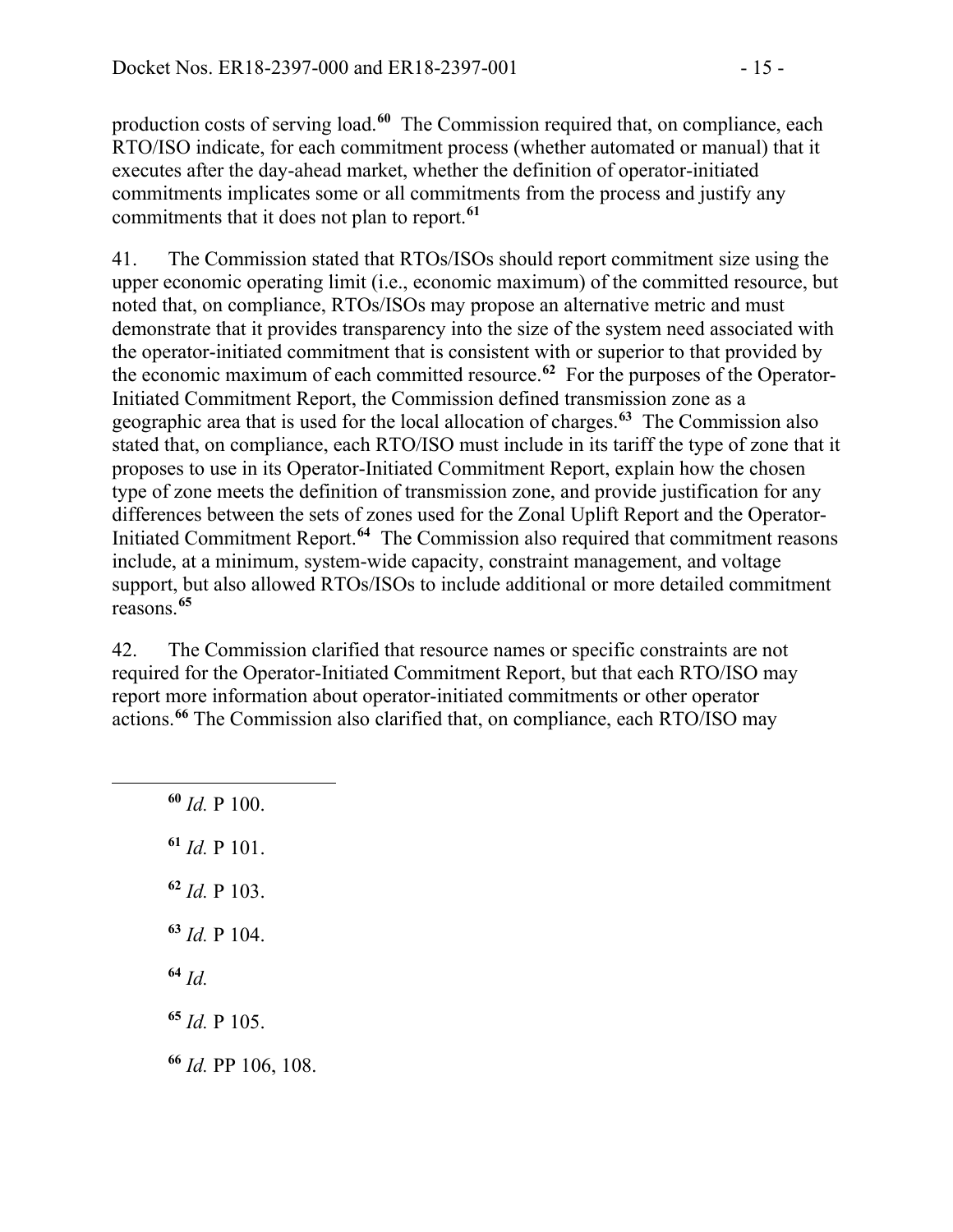production costs of serving load.[60] The Commission required that, on compliance, each RTO/ISO indicate, for each commitment process (whether automated or manual) that it executes after the day-ahead market, whether the definition of operator-initiated commitments implicates some or all commitments from the process and justify any commitments that it does not plan to report.[61]

41. The Commission stated that RTOs/ISOs should report commitment size using the upper economic operating limit (i.e., economic maximum) of the committed resource, but noted that, on compliance, RTOs/ISOs may propose an alternative metric and must demonstrate that it provides transparency into the size of the system need associated with the operator-initiated commitment that is consistent with or superior to that provided by the economic maximum of each committed resource.[62] For the purposes of the Operator-Initiated Commitment Report, the Commission defined transmission zone as a geographic area that is used for the local allocation of charges.[63] The Commission also stated that, on compliance, each RTO/ISO must include in its tariff the type of zone that it proposes to use in its Operator-Initiated Commitment Report, explain how the chosen type of zone meets the definition of transmission zone, and provide justification for any differences between the sets of zones used for the Zonal Uplift Report and the Operator-Initiated Commitment Report.[64] The Commission also required that commitment reasons include, at a minimum, system-wide capacity, constraint management, and voltage support, but also allowed RTOs/ISOs to include additional or more detailed commitment reasons.[65]

42. The Commission clarified that resource names or specific constraints are not required for the Operator-Initiated Commitment Report, but that each RTO/ISO may report more information about operator-initiated commitments or other operator actions.[66] The Commission also clarified that, on compliance, each RTO/ISO may

---

[60] *Id.* P 100.

[61] *Id.* P 101.

[62] *Id.* P 103.

[63] *Id.* P 104.

[64] *Id.*

[65] *Id.* P 105.

[66] *Id.* PP 106, 108.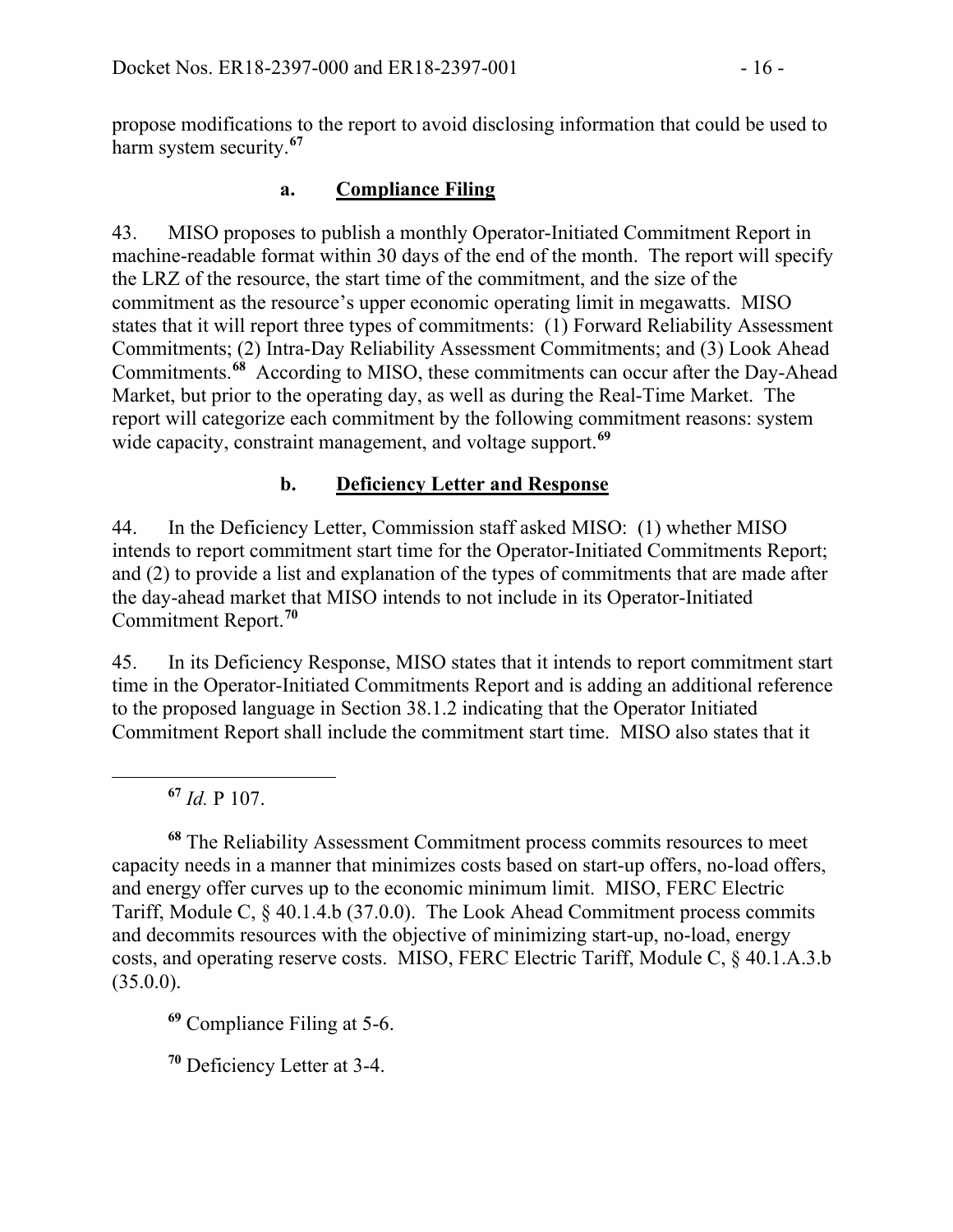propose modifications to the report to avoid disclosing information that could be used to harm system security.[67]

### a. Compliance Filing

43. MISO proposes to publish a monthly Operator-Initiated Commitment Report in machine-readable format within 30 days of the end of the month. The report will specify the LRZ of the resource, the start time of the commitment, and the size of the commitment as the resource's upper economic operating limit in megawatts. MISO states that it will report three types of commitments: (1) Forward Reliability Assessment Commitments; (2) Intra-Day Reliability Assessment Commitments; and (3) Look Ahead Commitments.[68] According to MISO, these commitments can occur after the Day-Ahead Market, but prior to the operating day, as well as during the Real-Time Market. The report will categorize each commitment by the following commitment reasons: system wide capacity, constraint management, and voltage support.[69]

### b. Deficiency Letter and Response

44. In the Deficiency Letter, Commission staff asked MISO: (1) whether MISO intends to report commitment start time for the Operator-Initiated Commitments Report; and (2) to provide a list and explanation of the types of commitments that are made after the day-ahead market that MISO intends to not include in its Operator-Initiated Commitment Report.[70]

45. In its Deficiency Response, MISO states that it intends to report commitment start time in the Operator-Initiated Commitments Report and is adding an additional reference to the proposed language in Section 38.1.2 indicating that the Operator Initiated Commitment Report shall include the commitment start time. MISO also states that it

---

[67] *Id.* P 107.

[68] The Reliability Assessment Commitment process commits resources to meet capacity needs in a manner that minimizes costs based on start-up offers, no-load offers, and energy offer curves up to the economic minimum limit. MISO, FERC Electric Tariff, Module C, § 40.1.4.b (37.0.0). The Look Ahead Commitment process commits and decommits resources with the objective of minimizing start-up, no-load, energy costs, and operating reserve costs. MISO, FERC Electric Tariff, Module C, § 40.1.A.3.b (35.0.0).

[69] Compliance Filing at 5-6.

[70] Deficiency Letter at 3-4.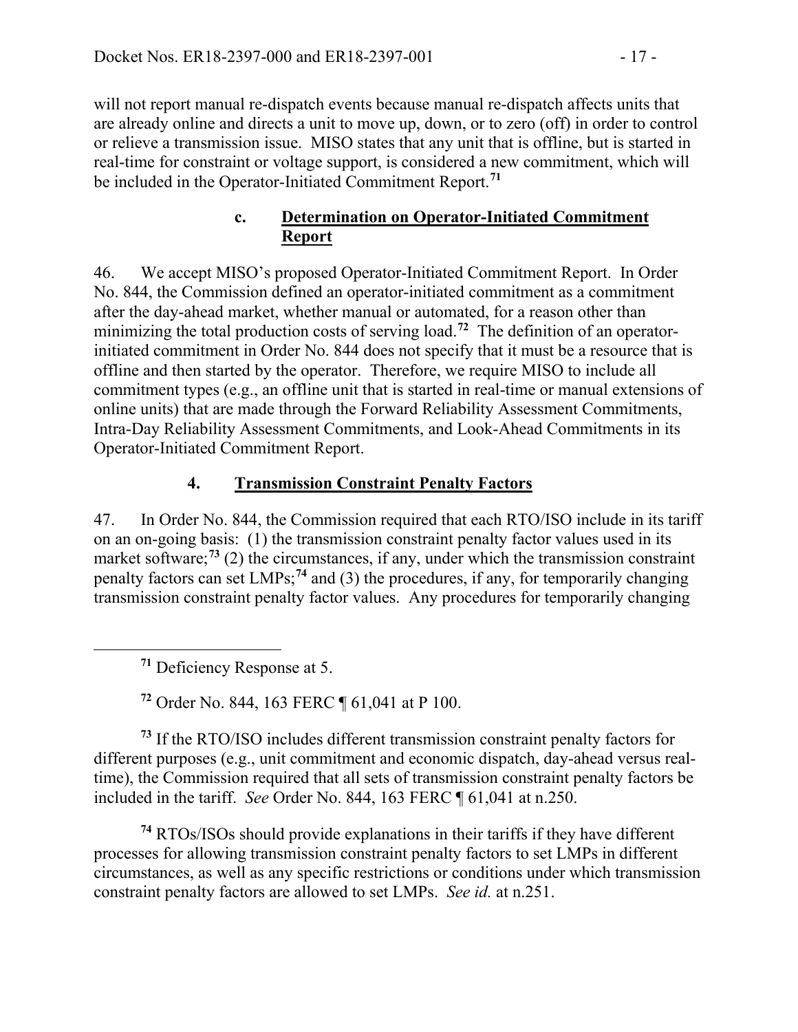will not report manual re-dispatch events because manual re-dispatch affects units that are already online and directs a unit to move up, down, or to zero (off) in order to control or relieve a transmission issue. MISO states that any unit that is offline, but is started in real-time for constraint or voltage support, is considered a new commitment, which will be included in the Operator-Initiated Commitment Report.[71]

### c. Determination on Operator-Initiated Commitment Report

46. We accept MISO's proposed Operator-Initiated Commitment Report. In Order No. 844, the Commission defined an operator-initiated commitment as a commitment after the day-ahead market, whether manual or automated, for a reason other than minimizing the total production costs of serving load.[72] The definition of an operator-initiated commitment in Order No. 844 does not specify that it must be a resource that is offline and then started by the operator. Therefore, we require MISO to include all commitment types (e.g., an offline unit that is started in real-time or manual extensions of online units) that are made through the Forward Reliability Assessment Commitments, Intra-Day Reliability Assessment Commitments, and Look-Ahead Commitments in its Operator-Initiated Commitment Report.

## 4. Transmission Constraint Penalty Factors

47. In Order No. 844, the Commission required that each RTO/ISO include in its tariff on an on-going basis: (1) the transmission constraint penalty factor values used in its market software;[73] (2) the circumstances, if any, under which the transmission constraint penalty factors can set LMPs;[74] and (3) the procedures, if any, for temporarily changing transmission constraint penalty factor values. Any procedures for temporarily changing

---

[71] Deficiency Response at 5.

[72] Order No. 844, 163 FERC ¶ 61,041 at P 100.

[73] If the RTO/ISO includes different transmission constraint penalty factors for different purposes (e.g., unit commitment and economic dispatch, day-ahead versus real-time), the Commission required that all sets of transmission constraint penalty factors be included in the tariff. *See* Order No. 844, 163 FERC ¶ 61,041 at n.250.

[74] RTOs/ISOs should provide explanations in their tariffs if they have different processes for allowing transmission constraint penalty factors to set LMPs in different circumstances, as well as any specific restrictions or conditions under which transmission constraint penalty factors are allowed to set LMPs. *See id.* at n.251.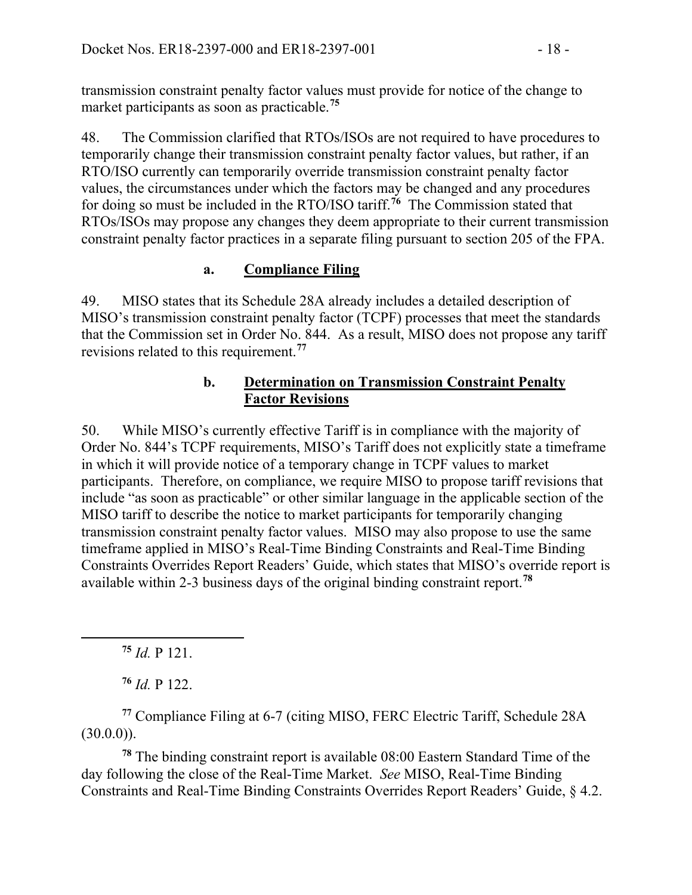transmission constraint penalty factor values must provide for notice of the change to market participants as soon as practicable.[75]

48. The Commission clarified that RTOs/ISOs are not required to have procedures to temporarily change their transmission constraint penalty factor values, but rather, if an RTO/ISO currently can temporarily override transmission constraint penalty factor values, the circumstances under which the factors may be changed and any procedures for doing so must be included in the RTO/ISO tariff.[76] The Commission stated that RTOs/ISOs may propose any changes they deem appropriate to their current transmission constraint penalty factor practices in a separate filing pursuant to section 205 of the FPA.

### a. Compliance Filing

49. MISO states that its Schedule 28A already includes a detailed description of MISO's transmission constraint penalty factor (TCPF) processes that meet the standards that the Commission set in Order No. 844. As a result, MISO does not propose any tariff revisions related to this requirement.[77]

### b. Determination on Transmission Constraint Penalty Factor Revisions

50. While MISO's currently effective Tariff is in compliance with the majority of Order No. 844's TCPF requirements, MISO's Tariff does not explicitly state a timeframe in which it will provide notice of a temporary change in TCPF values to market participants. Therefore, on compliance, we require MISO to propose tariff revisions that include "as soon as practicable" or other similar language in the applicable section of the MISO tariff to describe the notice to market participants for temporarily changing transmission constraint penalty factor values. MISO may also propose to use the same timeframe applied in MISO's Real-Time Binding Constraints and Real-Time Binding Constraints Overrides Report Readers' Guide, which states that MISO's override report is available within 2-3 business days of the original binding constraint report.[78]

---

[75] *Id.* P 121.

[76] *Id.* P 122.

[77] Compliance Filing at 6-7 (citing MISO, FERC Electric Tariff, Schedule 28A (30.0.0)).

[78] The binding constraint report is available 08:00 Eastern Standard Time of the day following the close of the Real-Time Market. *See* MISO, Real-Time Binding Constraints and Real-Time Binding Constraints Overrides Report Readers' Guide, § 4.2.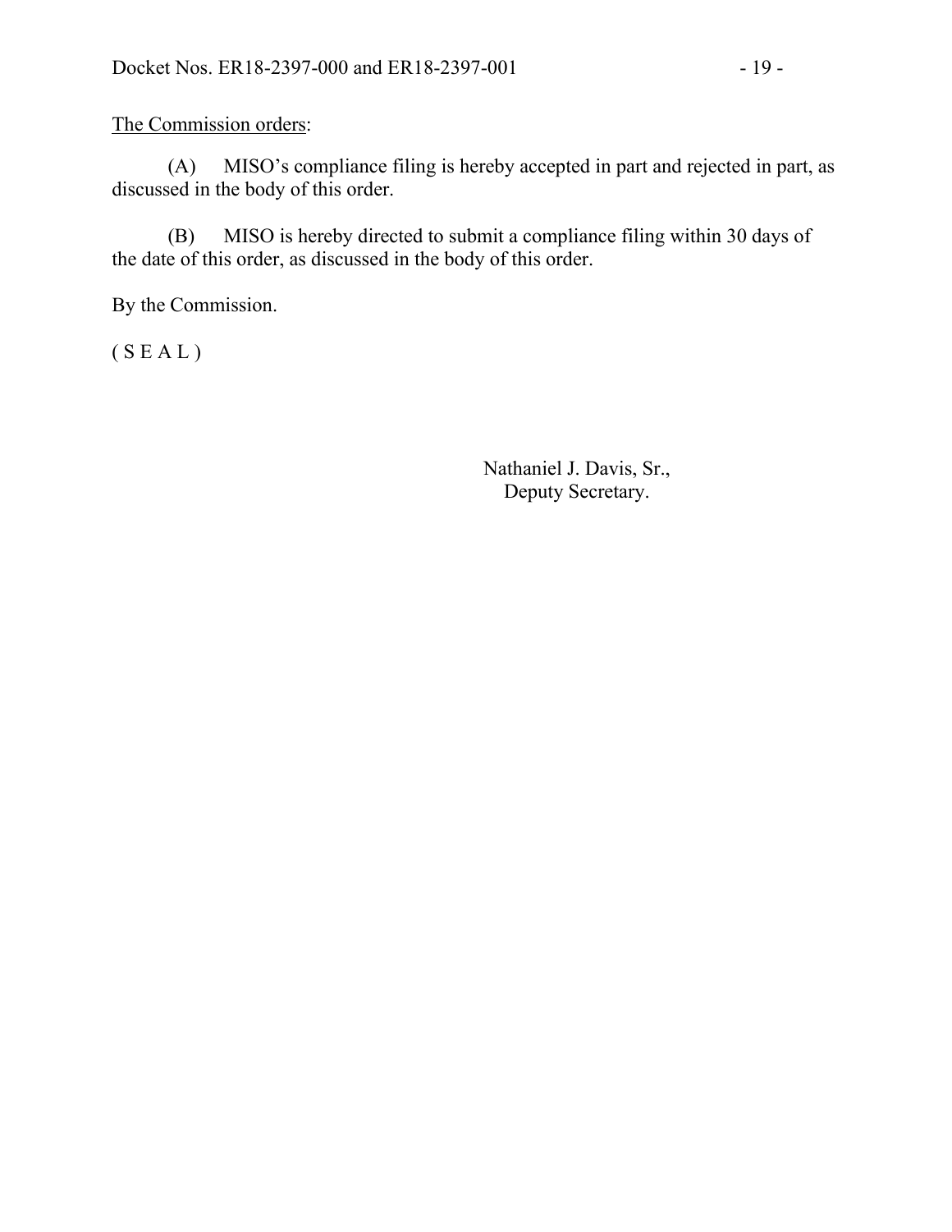The Commission orders:

(A) MISO's compliance filing is hereby accepted in part and rejected in part, as discussed in the body of this order.

(B) MISO is hereby directed to submit a compliance filing within 30 days of the date of this order, as discussed in the body of this order.

By the Commission.

( S E A L )

Nathaniel J. Davis, Sr.,
Deputy Secretary.